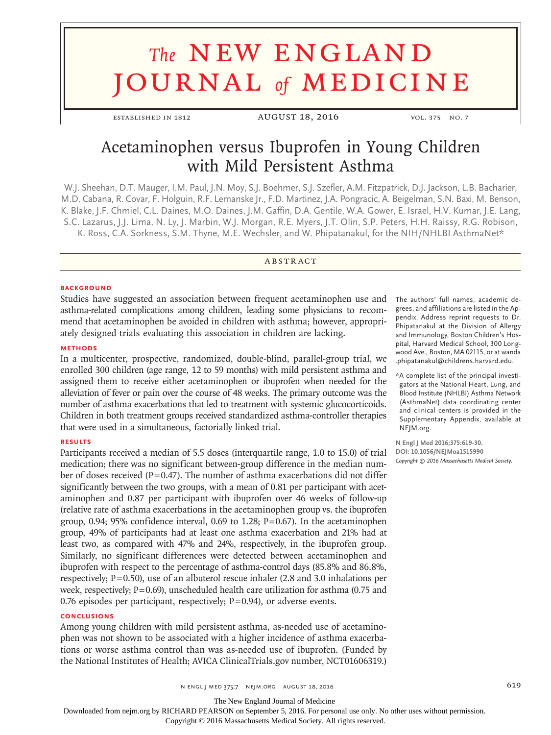# The NEW ENGLAND JOURNAL of MEDICINE

ESTABLISHED IN 1812 — AUGUST 18, 2016 — VOL. 375 NO. 7

## Acetaminophen versus Ibuprofen in Young Children with Mild Persistent Asthma

W.J. Sheehan, D.T. Mauger, I.M. Paul, J.N. Moy, S.J. Boehmer, S.J. Szefler, A.M. Fitzpatrick, D.J. Jackson, L.B. Bacharier, M.D. Cabana, R. Covar, F. Holguin, R.F. Lemanske Jr., F.D. Martinez, J.A. Pongracic, A. Beigelman, S.N. Baxi, M. Benson, K. Blake, J.F. Chmiel, C.L. Daines, M.O. Daines, J.M. Gaffin, D.A. Gentile, W.A. Gower, E. Israel, H.V. Kumar, J.E. Lang, S.C. Lazarus, J.J. Lima, N. Ly, J. Marbin, W.J. Morgan, R.E. Myers, J.T. Olin, S.P. Peters, H.H. Raissy, R.G. Robison, K. Ross, C.A. Sorkness, S.M. Thyne, M.E. Wechsler, and W. Phipatanakul, for the NIH/NHLBI AsthmaNet*

### ABSTRACT

**BACKGROUND**

Studies have suggested an association between frequent acetaminophen use and asthma-related complications among children, leading some physicians to recommend that acetaminophen be avoided in children with asthma; however, appropriately designed trials evaluating this association in children are lacking.

**METHODS**

In a multicenter, prospective, randomized, double-blind, parallel-group trial, we enrolled 300 children (age range, 12 to 59 months) with mild persistent asthma and assigned them to receive either acetaminophen or ibuprofen when needed for the alleviation of fever or pain over the course of 48 weeks. The primary outcome was the number of asthma exacerbations that led to treatment with systemic glucocorticoids. Children in both treatment groups received standardized asthma-controller therapies that were used in a simultaneous, factorially linked trial.

**RESULTS**

Participants received a median of 5.5 doses (interquartile range, 1.0 to 15.0) of trial medication; there was no significant between-group difference in the median number of doses received (P=0.47). The number of asthma exacerbations did not differ significantly between the two groups, with a mean of 0.81 per participant with acetaminophen and 0.87 per participant with ibuprofen over 46 weeks of follow-up (relative rate of asthma exacerbations in the acetaminophen group vs. the ibuprofen group, 0.94; 95% confidence interval, 0.69 to 1.28; P=0.67). In the acetaminophen group, 49% of participants had at least one asthma exacerbation and 21% had at least two, as compared with 47% and 24%, respectively, in the ibuprofen group. Similarly, no significant differences were detected between acetaminophen and ibuprofen with respect to the percentage of asthma-control days (85.8% and 86.8%, respectively; P=0.50), use of an albuterol rescue inhaler (2.8 and 3.0 inhalations per week, respectively; P=0.69), unscheduled health care utilization for asthma (0.75 and 0.76 episodes per participant, respectively; P=0.94), or adverse events.

**CONCLUSIONS**

Among young children with mild persistent asthma, as-needed use of acetaminophen was not shown to be associated with a higher incidence of asthma exacerbations or worse asthma control than was as-needed use of ibuprofen. (Funded by the National Institutes of Health; AVICA ClinicalTrials.gov number, NCT01606319.)

The authors' full names, academic degrees, and affiliations are listed in the Appendix. Address reprint requests to Dr. Phipatanakul at the Division of Allergy and Immunology, Boston Children's Hospital, Harvard Medical School, 300 Longwood Ave., Boston, MA 02115, or at wanda.phipatanakul@childrens.harvard.edu.

*A complete list of the principal investigators at the National Heart, Lung, and Blood Institute (NHLBI) Asthma Network (AsthmaNet) data coordinating center and clinical centers is provided in the Supplementary Appendix, available at NEJM.org.

**N Engl J Med 2016;375:619-30.**
**DOI: 10.1056/NEJMoa1515990**
*Copyright © 2016 Massachusetts Medical Society.*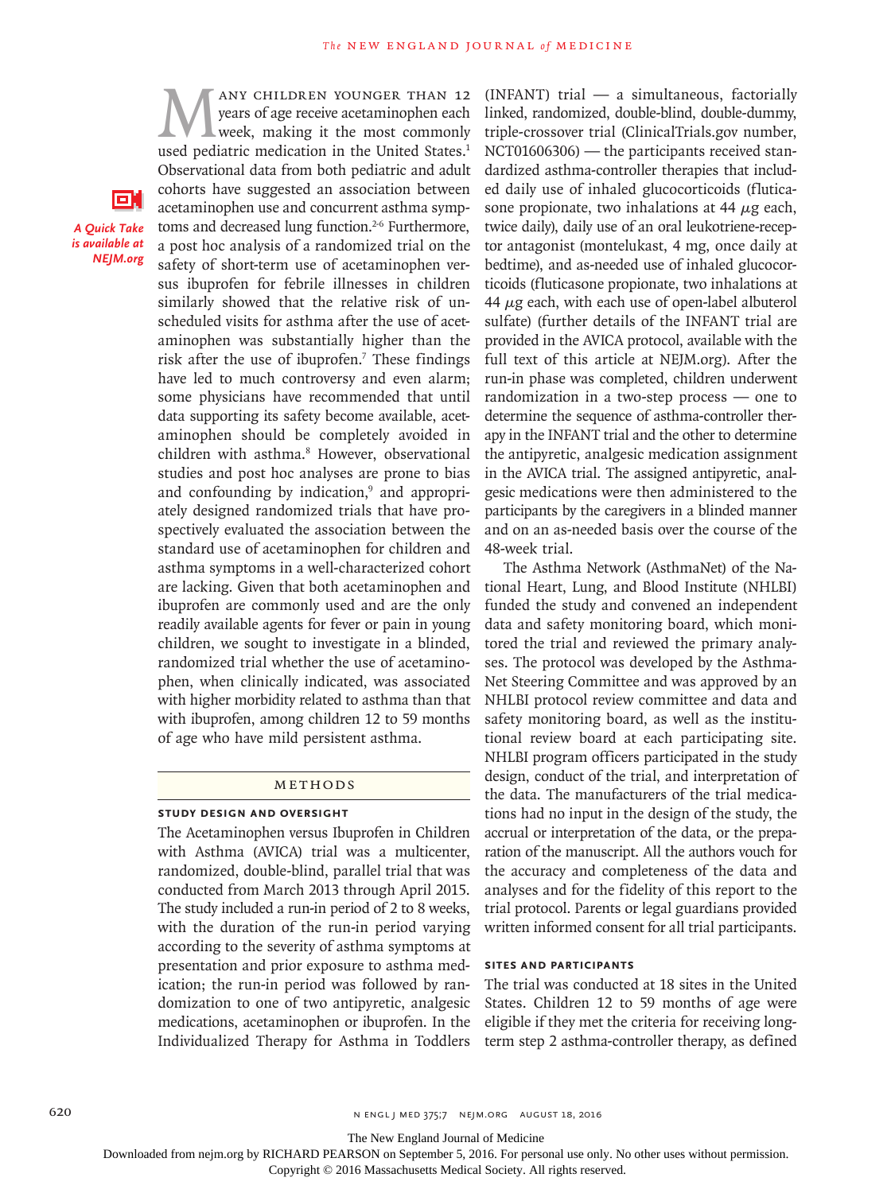Many children younger than 12 years of age receive acetaminophen each week, making it the most commonly used pediatric medication in the United States.[1] Observational data from both pediatric and adult cohorts have suggested an association between acetaminophen use and concurrent asthma symptoms and decreased lung function.[2-6] Furthermore, a post hoc analysis of a randomized trial on the safety of short-term use of acetaminophen versus ibuprofen for febrile illnesses in children similarly showed that the relative risk of unscheduled visits for asthma after the use of acetaminophen was substantially higher than the risk after the use of ibuprofen.[7] These findings have led to much controversy and even alarm; some physicians have recommended that until data supporting its safety become available, acetaminophen should be completely avoided in children with asthma.[8] However, observational studies and post hoc analyses are prone to bias and confounding by indication,[9] and appropriately designed randomized trials that have prospectively evaluated the association between the standard use of acetaminophen for children and asthma symptoms in a well-characterized cohort are lacking. Given that both acetaminophen and ibuprofen are commonly used and are the only readily available agents for fever or pain in young children, we sought to investigate in a blinded, randomized trial whether the use of acetaminophen, when clinically indicated, was associated with higher morbidity related to asthma than that with ibuprofen, among children 12 to 59 months of age who have mild persistent asthma.

*A Quick Take is available at NEJM.org*

## Methods

### Study Design and Oversight

The Acetaminophen versus Ibuprofen in Children with Asthma (AVICA) trial was a multicenter, randomized, double-blind, parallel trial that was conducted from March 2013 through April 2015. The study included a run-in period of 2 to 8 weeks, with the duration of the run-in period varying according to the severity of asthma symptoms at presentation and prior exposure to asthma medication; the run-in period was followed by randomization to one of two antipyretic, analgesic medications, acetaminophen or ibuprofen. In the Individualized Therapy for Asthma in Toddlers (INFANT) trial — a simultaneous, factorially linked, randomized, double-blind, double-dummy, triple-crossover trial (ClinicalTrials.gov number, NCT01606306) — the participants received standardized asthma-controller therapies that included daily use of inhaled glucocorticoids (fluticasone propionate, two inhalations at 44 μg each, twice daily), daily use of an oral leukotriene-receptor antagonist (montelukast, 4 mg, once daily at bedtime), and as-needed use of inhaled glucocorticoids (fluticasone propionate, two inhalations at 44 μg each, with each use of open-label albuterol sulfate) (further details of the INFANT trial are provided in the AVICA protocol, available with the full text of this article at NEJM.org). After the run-in phase was completed, children underwent randomization in a two-step process — one to determine the sequence of asthma-controller therapy in the INFANT trial and the other to determine the antipyretic, analgesic medication assignment in the AVICA trial. The assigned antipyretic, analgesic medications were then administered to the participants by the caregivers in a blinded manner and on an as-needed basis over the course of the 48-week trial.

The Asthma Network (AsthmaNet) of the National Heart, Lung, and Blood Institute (NHLBI) funded the study and convened an independent data and safety monitoring board, which monitored the trial and reviewed the primary analyses. The protocol was developed by the AsthmaNet Steering Committee and was approved by an NHLBI protocol review committee and data and safety monitoring board, as well as the institutional review board at each participating site. NHLBI program officers participated in the study design, conduct of the trial, and interpretation of the data. The manufacturers of the trial medications had no input in the design of the study, the accrual or interpretation of the data, or the preparation of the manuscript. All the authors vouch for the accuracy and completeness of the data and analyses and for the fidelity of this report to the trial protocol. Parents or legal guardians provided written informed consent for all trial participants.

### Sites and Participants

The trial was conducted at 18 sites in the United States. Children 12 to 59 months of age were eligible if they met the criteria for receiving long-term step 2 asthma-controller therapy, as defined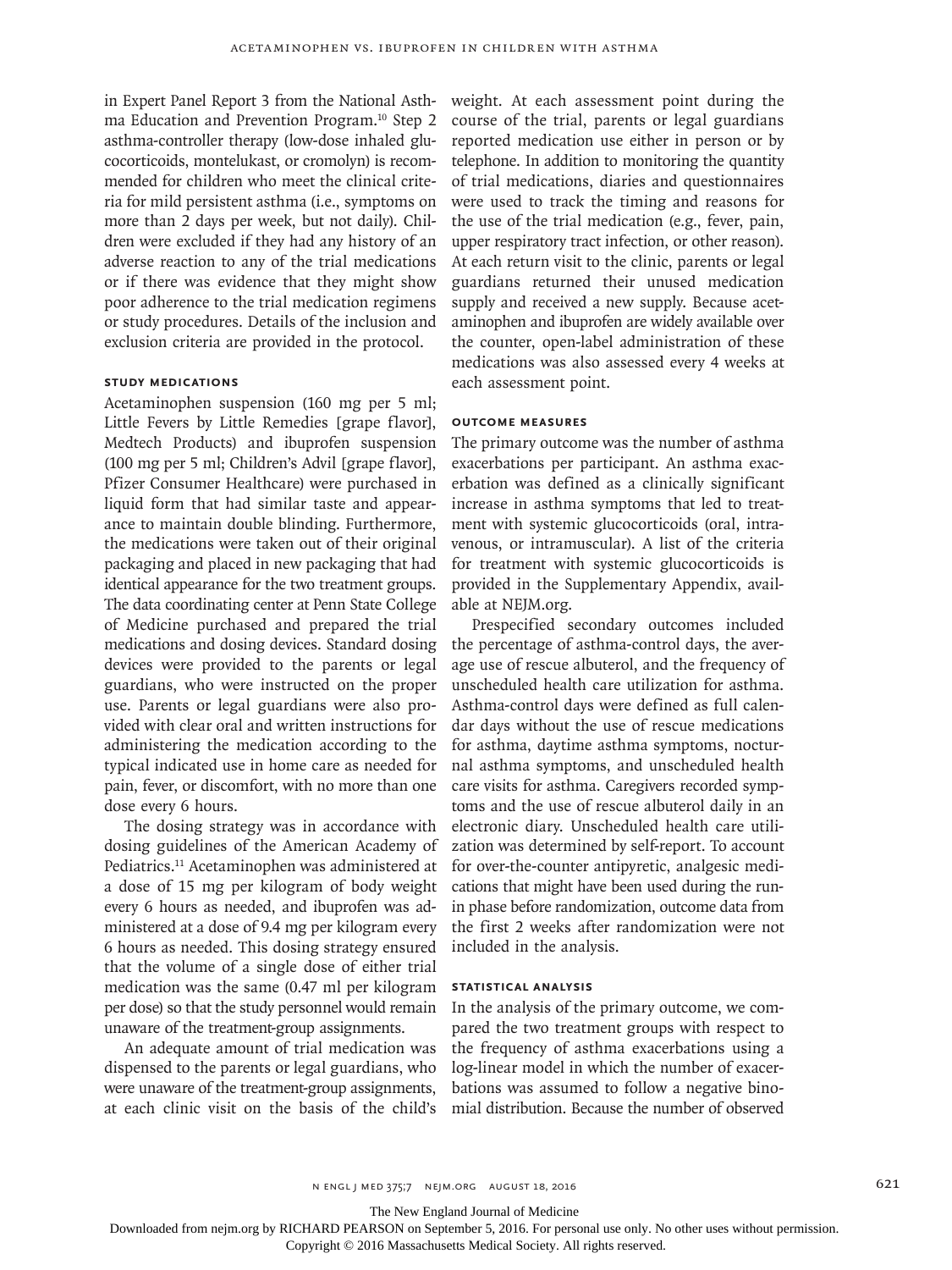in Expert Panel Report 3 from the National Asthma Education and Prevention Program.[10] Step 2 asthma-controller therapy (low-dose inhaled glucocorticoids, montelukast, or cromolyn) is recommended for children who meet the clinical criteria for mild persistent asthma (i.e., symptoms on more than 2 days per week, but not daily). Children were excluded if they had any history of an adverse reaction to any of the trial medications or if there was evidence that they might show poor adherence to the trial medication regimens or study procedures. Details of the inclusion and exclusion criteria are provided in the protocol.

### STUDY MEDICATIONS

Acetaminophen suspension (160 mg per 5 ml; Little Fevers by Little Remedies [grape flavor], Medtech Products) and ibuprofen suspension (100 mg per 5 ml; Children's Advil [grape flavor], Pfizer Consumer Healthcare) were purchased in liquid form that had similar taste and appearance to maintain double blinding. Furthermore, the medications were taken out of their original packaging and placed in new packaging that had identical appearance for the two treatment groups. The data coordinating center at Penn State College of Medicine purchased and prepared the trial medications and dosing devices. Standard dosing devices were provided to the parents or legal guardians, who were instructed on the proper use. Parents or legal guardians were also provided with clear oral and written instructions for administering the medication according to the typical indicated use in home care as needed for pain, fever, or discomfort, with no more than one dose every 6 hours.

The dosing strategy was in accordance with dosing guidelines of the American Academy of Pediatrics.[11] Acetaminophen was administered at a dose of 15 mg per kilogram of body weight every 6 hours as needed, and ibuprofen was administered at a dose of 9.4 mg per kilogram every 6 hours as needed. This dosing strategy ensured that the volume of a single dose of either trial medication was the same (0.47 ml per kilogram per dose) so that the study personnel would remain unaware of the treatment-group assignments.

An adequate amount of trial medication was dispensed to the parents or legal guardians, who were unaware of the treatment-group assignments, at each clinic visit on the basis of the child's weight. At each assessment point during the course of the trial, parents or legal guardians reported medication use either in person or by telephone. In addition to monitoring the quantity of trial medications, diaries and questionnaires were used to track the timing and reasons for the use of the trial medication (e.g., fever, pain, upper respiratory tract infection, or other reason). At each return visit to the clinic, parents or legal guardians returned their unused medication supply and received a new supply. Because acetaminophen and ibuprofen are widely available over the counter, open-label administration of these medications was also assessed every 4 weeks at each assessment point.

### OUTCOME MEASURES

The primary outcome was the number of asthma exacerbations per participant. An asthma exacerbation was defined as a clinically significant increase in asthma symptoms that led to treatment with systemic glucocorticoids (oral, intravenous, or intramuscular). A list of the criteria for treatment with systemic glucocorticoids is provided in the Supplementary Appendix, available at NEJM.org.

Prespecified secondary outcomes included the percentage of asthma-control days, the average use of rescue albuterol, and the frequency of unscheduled health care utilization for asthma. Asthma-control days were defined as full calendar days without the use of rescue medications for asthma, daytime asthma symptoms, nocturnal asthma symptoms, and unscheduled health care visits for asthma. Caregivers recorded symptoms and the use of rescue albuterol daily in an electronic diary. Unscheduled health care utilization was determined by self-report. To account for over-the-counter antipyretic, analgesic medications that might have been used during the run-in phase before randomization, outcome data from the first 2 weeks after randomization were not included in the analysis.

### STATISTICAL ANALYSIS

In the analysis of the primary outcome, we compared the two treatment groups with respect to the frequency of asthma exacerbations using a log-linear model in which the number of exacerbations was assumed to follow a negative binomial distribution. Because the number of observed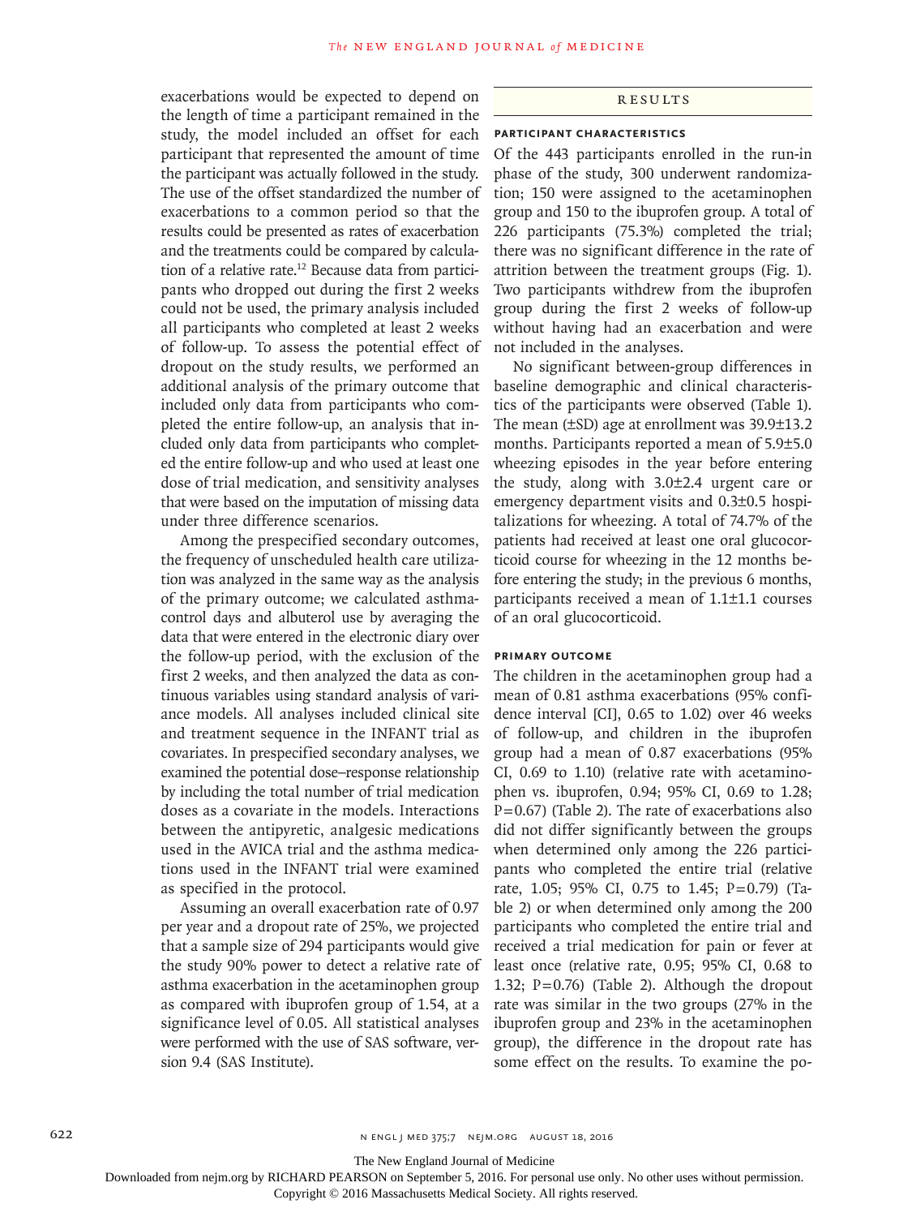exacerbations would be expected to depend on the length of time a participant remained in the study, the model included an offset for each participant that represented the amount of time the participant was actually followed in the study. The use of the offset standardized the number of exacerbations to a common period so that the results could be presented as rates of exacerbation and the treatments could be compared by calculation of a relative rate.[12] Because data from participants who dropped out during the first 2 weeks could not be used, the primary analysis included all participants who completed at least 2 weeks of follow-up. To assess the potential effect of dropout on the study results, we performed an additional analysis of the primary outcome that included only data from participants who completed the entire follow-up, an analysis that included only data from participants who completed the entire follow-up and who used at least one dose of trial medication, and sensitivity analyses that were based on the imputation of missing data under three difference scenarios.

Among the prespecified secondary outcomes, the frequency of unscheduled health care utilization was analyzed in the same way as the analysis of the primary outcome; we calculated asthma-control days and albuterol use by averaging the data that were entered in the electronic diary over the follow-up period, with the exclusion of the first 2 weeks, and then analyzed the data as continuous variables using standard analysis of variance models. All analyses included clinical site and treatment sequence in the INFANT trial as covariates. In prespecified secondary analyses, we examined the potential dose–response relationship by including the total number of trial medication doses as a covariate in the models. Interactions between the antipyretic, analgesic medications used in the AVICA trial and the asthma medications used in the INFANT trial were examined as specified in the protocol.

Assuming an overall exacerbation rate of 0.97 per year and a dropout rate of 25%, we projected that a sample size of 294 participants would give the study 90% power to detect a relative rate of asthma exacerbation in the acetaminophen group as compared with ibuprofen group of 1.54, at a significance level of 0.05. All statistical analyses were performed with the use of SAS software, version 9.4 (SAS Institute).

## RESULTS

### PARTICIPANT CHARACTERISTICS

Of the 443 participants enrolled in the run-in phase of the study, 300 underwent randomization; 150 were assigned to the acetaminophen group and 150 to the ibuprofen group. A total of 226 participants (75.3%) completed the trial; there was no significant difference in the rate of attrition between the treatment groups (Fig. 1). Two participants withdrew from the ibuprofen group during the first 2 weeks of follow-up without having had an exacerbation and were not included in the analyses.

No significant between-group differences in baseline demographic and clinical characteristics of the participants were observed (Table 1). The mean (±SD) age at enrollment was 39.9±13.2 months. Participants reported a mean of 5.9±5.0 wheezing episodes in the year before entering the study, along with 3.0±2.4 urgent care or emergency department visits and 0.3±0.5 hospitalizations for wheezing. A total of 74.7% of the patients had received at least one oral glucocorticoid course for wheezing in the 12 months before entering the study; in the previous 6 months, participants received a mean of 1.1±1.1 courses of an oral glucocorticoid.

### PRIMARY OUTCOME

The children in the acetaminophen group had a mean of 0.81 asthma exacerbations (95% confidence interval [CI], 0.65 to 1.02) over 46 weeks of follow-up, and children in the ibuprofen group had a mean of 0.87 exacerbations (95% CI, 0.69 to 1.10) (relative rate with acetaminophen vs. ibuprofen, 0.94; 95% CI, 0.69 to 1.28; P=0.67) (Table 2). The rate of exacerbations also did not differ significantly between the groups when determined only among the 226 participants who completed the entire trial (relative rate, 1.05; 95% CI, 0.75 to 1.45; P=0.79) (Table 2) or when determined only among the 200 participants who completed the entire trial and received a trial medication for pain or fever at least once (relative rate, 0.95; 95% CI, 0.68 to 1.32; P=0.76) (Table 2). Although the dropout rate was similar in the two groups (27% in the ibuprofen group and 23% in the acetaminophen group), the difference in the dropout rate has some effect on the results. To examine the po-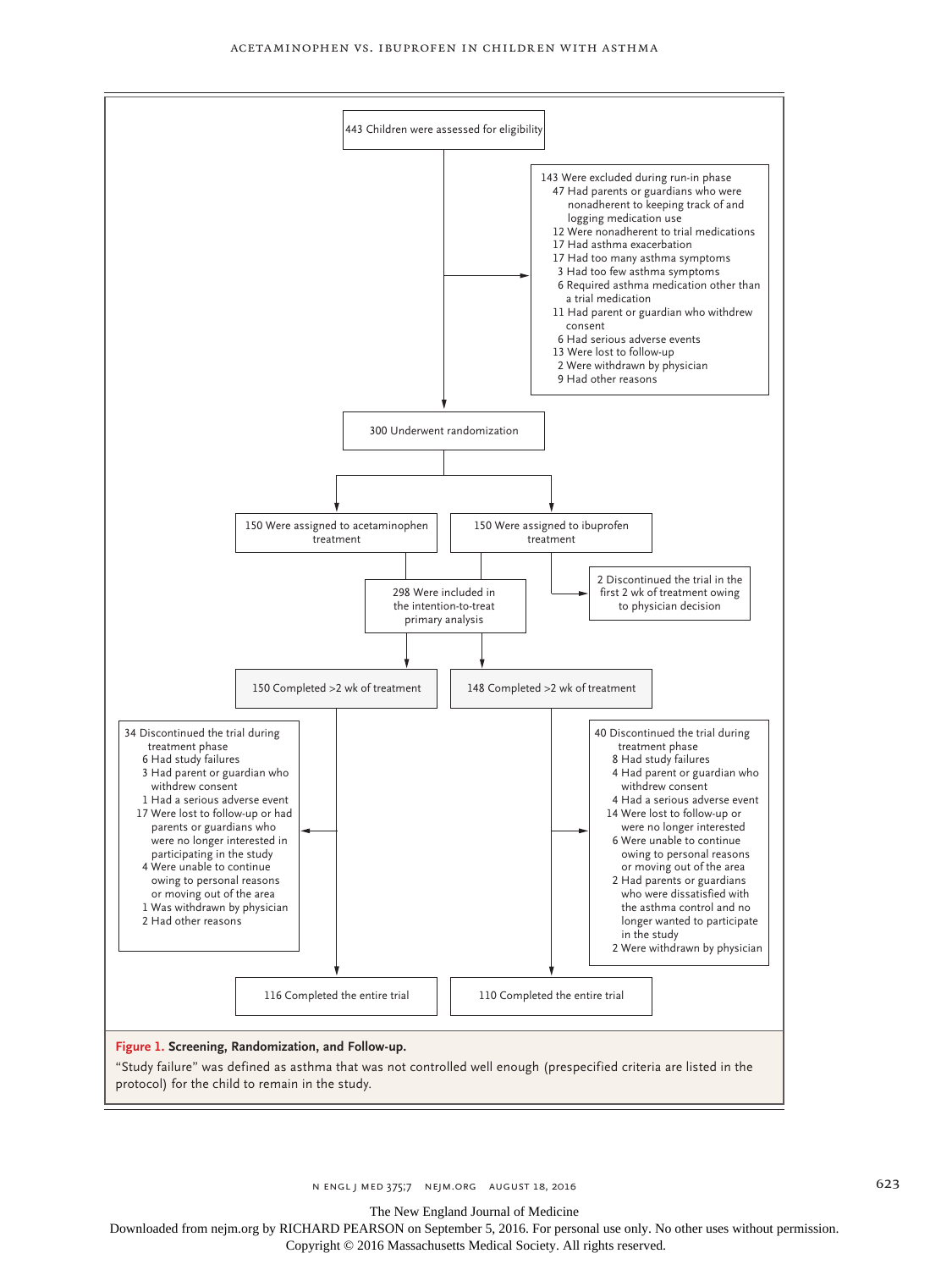443 Children were assessed for eligibility

143 Were excluded during run-in phase
- 47 Had parents or guardians who were nonadherent to keeping track of and logging medication use
- 12 Were nonadherent to trial medications
- 17 Had asthma exacerbation
- 17 Had too many asthma symptoms
- 3 Had too few asthma symptoms
- 6 Required asthma medication other than a trial medication
- 11 Had parent or guardian who withdrew consent
- 6 Had serious adverse events
- 13 Were lost to follow-up
- 2 Were withdrawn by physician
- 9 Had other reasons

300 Underwent randomization

150 Were assigned to acetaminophen treatment

150 Were assigned to ibuprofen treatment

2 Discontinued the trial in the first 2 wk of treatment owing to physician decision

298 Were included in the intention-to-treat primary analysis

150 Completed >2 wk of treatment

148 Completed >2 wk of treatment

34 Discontinued the trial during treatment phase
- 6 Had study failures
- 3 Had parent or guardian who withdrew consent
- 1 Had a serious adverse event
- 17 Were lost to follow-up or had parents or guardians who were no longer interested in participating in the study
- 4 Were unable to continue owing to personal reasons or moving out of the area
- 1 Was withdrawn by physician
- 2 Had other reasons

40 Discontinued the trial during treatment phase
- 8 Had study failures
- 4 Had parent or guardian who withdrew consent
- 4 Had a serious adverse event
- 14 Were lost to follow-up or were no longer interested
- 6 Were unable to continue owing to personal reasons or moving out of the area
- 2 Had parents or guardians who were dissatisfied with the asthma control and no longer wanted to participate in the study
- 2 Were withdrawn by physician

116 Completed the entire trial

110 Completed the entire trial

**Figure 1. Screening, Randomization, and Follow-up.**

"Study failure" was defined as asthma that was not controlled well enough (prespecified criteria are listed in the protocol) for the child to remain in the study.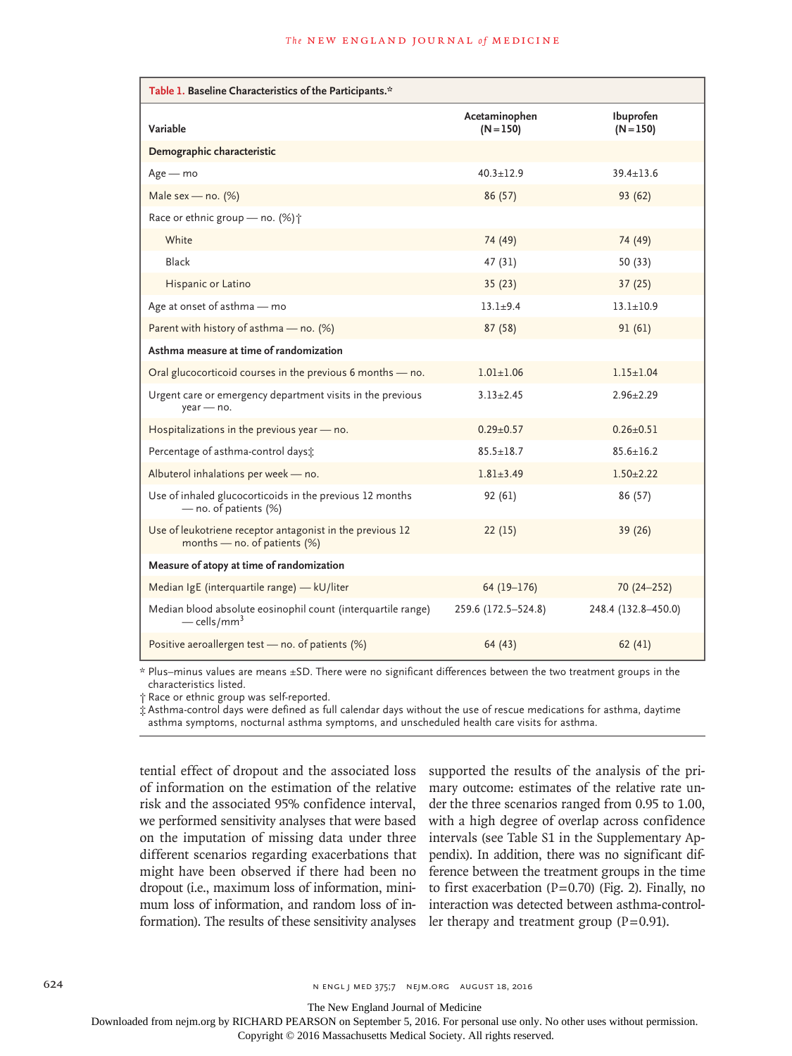**Table 1. Baseline Characteristics of the Participants.***

| Variable | Acetaminophen (N=150) | Ibuprofen (N=150) |
|---|---|---|
| **Demographic characteristic** | | |
| Age — mo | 40.3±12.9 | 39.4±13.6 |
| Male sex — no. (%) | 86 (57) | 93 (62) |
| Race or ethnic group — no. (%)† | | |
| White | 74 (49) | 74 (49) |
| Black | 47 (31) | 50 (33) |
| Hispanic or Latino | 35 (23) | 37 (25) |
| Age at onset of asthma — mo | 13.1±9.4 | 13.1±10.9 |
| Parent with history of asthma — no. (%) | 87 (58) | 91 (61) |
| **Asthma measure at time of randomization** | | |
| Oral glucocorticoid courses in the previous 6 months — no. | 1.01±1.06 | 1.15±1.04 |
| Urgent care or emergency department visits in the previous year — no. | 3.13±2.45 | 2.96±2.29 |
| Hospitalizations in the previous year — no. | 0.29±0.57 | 0.26±0.51 |
| Percentage of asthma-control days‡ | 85.5±18.7 | 85.6±16.2 |
| Albuterol inhalations per week — no. | 1.81±3.49 | 1.50±2.22 |
| Use of inhaled glucocorticoids in the previous 12 months — no. of patients (%) | 92 (61) | 86 (57) |
| Use of leukotriene receptor antagonist in the previous 12 months — no. of patients (%) | 22 (15) | 39 (26) |
| **Measure of atopy at time of randomization** | | |
| Median IgE (interquartile range) — kU/liter | 64 (19–176) | 70 (24–252) |
| Median blood absolute eosinophil count (interquartile range) — cells/mm$^3$ | 259.6 (172.5–524.8) | 248.4 (132.8–450.0) |
| Positive aeroallergen test — no. of patients (%) | 64 (43) | 62 (41) |

\* Plus–minus values are means ±SD. There were no significant differences between the two treatment groups in the characteristics listed.

† Race or ethnic group was self-reported.

‡ Asthma-control days were defined as full calendar days without the use of rescue medications for asthma, daytime asthma symptoms, nocturnal asthma symptoms, and unscheduled health care visits for asthma.

tential effect of dropout and the associated loss of information on the estimation of the relative risk and the associated 95% confidence interval, we performed sensitivity analyses that were based on the imputation of missing data under three different scenarios regarding exacerbations that might have been observed if there had been no dropout (i.e., maximum loss of information, minimum loss of information, and random loss of information). The results of these sensitivity analyses supported the results of the analysis of the primary outcome: estimates of the relative rate under the three scenarios ranged from 0.95 to 1.00, with a high degree of overlap across confidence intervals (see Table S1 in the Supplementary Appendix). In addition, there was no significant difference between the treatment groups in the time to first exacerbation (P=0.70) (Fig. 2). Finally, no interaction was detected between asthma-controller therapy and treatment group (P=0.91).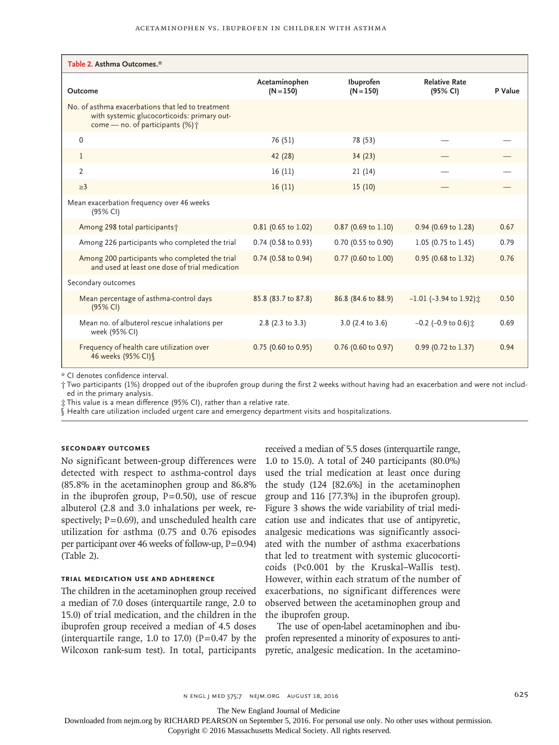**Table 2. Asthma Outcomes.***

| Outcome | Acetaminophen (N=150) | Ibuprofen (N=150) | Relative Rate (95% CI) | P Value |
|---|---|---|---|---|
| No. of asthma exacerbations that led to treatment with systemic glucocorticoids: primary outcome — no. of participants (%)† | | | | |
| 0 | 76 (51) | 78 (53) | — | — |
| 1 | 42 (28) | 34 (23) | — | — |
| 2 | 16 (11) | 21 (14) | — | — |
| ≥3 | 16 (11) | 15 (10) | — | — |
| Mean exacerbation frequency over 46 weeks (95% CI) | | | | |
| Among 298 total participants† | 0.81 (0.65 to 1.02) | 0.87 (0.69 to 1.10) | 0.94 (0.69 to 1.28) | 0.67 |
| Among 226 participants who completed the trial | 0.74 (0.58 to 0.93) | 0.70 (0.55 to 0.90) | 1.05 (0.75 to 1.45) | 0.79 |
| Among 200 participants who completed the trial and used at least one dose of trial medication | 0.74 (0.58 to 0.94) | 0.77 (0.60 to 1.00) | 0.95 (0.68 to 1.32) | 0.76 |
| Secondary outcomes | | | | |
| Mean percentage of asthma-control days (95% CI) | 85.8 (83.7 to 87.8) | 86.8 (84.6 to 88.9) | −1.01 (−3.94 to 1.92)‡ | 0.50 |
| Mean no. of albuterol rescue inhalations per week (95% CI) | 2.8 (2.3 to 3.3) | 3.0 (2.4 to 3.6) | −0.2 (−0.9 to 0.6)‡ | 0.69 |
| Frequency of health care utilization over 46 weeks (95% CI)§ | 0.75 (0.60 to 0.95) | 0.76 (0.60 to 0.97) | 0.99 (0.72 to 1.37) | 0.94 |

\* CI denotes confidence interval.

† Two participants (1%) dropped out of the ibuprofen group during the first 2 weeks without having had an exacerbation and were not included in the primary analysis.

‡ This value is a mean difference (95% CI), rather than a relative rate.

§ Health care utilization included urgent care and emergency department visits and hospitalizations.

### Secondary Outcomes

No significant between-group differences were detected with respect to asthma-control days (85.8% in the acetaminophen group and 86.8% in the ibuprofen group, P=0.50), use of rescue albuterol (2.8 and 3.0 inhalations per week, respectively; P=0.69), and unscheduled health care utilization for asthma (0.75 and 0.76 episodes per participant over 46 weeks of follow-up, P=0.94) (Table 2).

### Trial Medication Use and Adherence

The children in the acetaminophen group received a median of 7.0 doses (interquartile range, 2.0 to 15.0) of trial medication, and the children in the ibuprofen group received a median of 4.5 doses (interquartile range, 1.0 to 17.0) (P=0.47 by the Wilcoxon rank-sum test). In total, participants received a median of 5.5 doses (interquartile range, 1.0 to 15.0). A total of 240 participants (80.0%) used the trial medication at least once during the study (124 [82.6%] in the acetaminophen group and 116 [77.3%] in the ibuprofen group). Figure 3 shows the wide variability of trial medication use and indicates that use of antipyretic, analgesic medications was significantly associated with the number of asthma exacerbations that led to treatment with systemic glucocorticoids (P<0.001 by the Kruskal–Wallis test). However, within each stratum of the number of exacerbations, no significant differences were observed between the acetaminophen group and the ibuprofen group.

The use of open-label acetaminophen and ibuprofen represented a minority of exposures to antipyretic, analgesic medication. In the acetamino-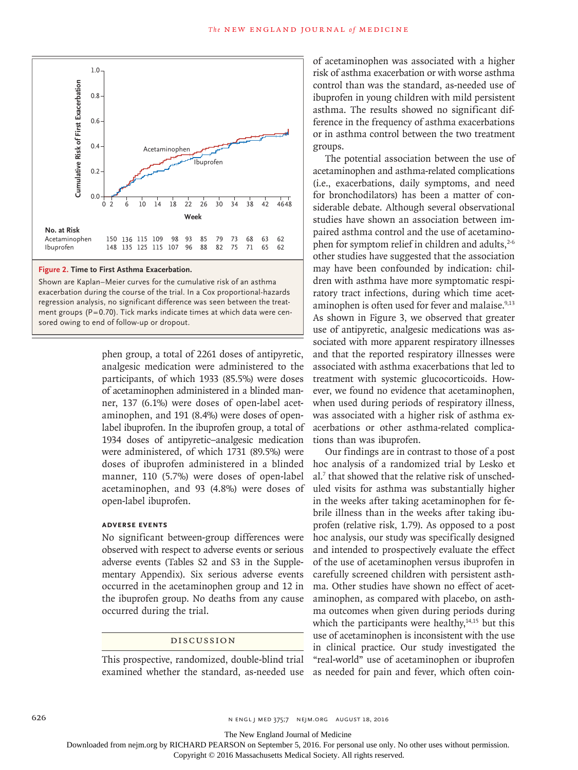| No. at Risk | | | | | | | | | | | |
|---|---|---|---|---|---|---|---|---|---|---|---|
| Acetaminophen | 150 | 136 | 115 | 109 | 98 | 93 | 85 | 79 | 73 | 68 | 63 | 62 |
| Ibuprofen | 148 | 135 | 125 | 115 | 107 | 96 | 88 | 82 | 75 | 71 | 65 | 62 |

**Figure 2. Time to First Asthma Exacerbation.**

Shown are Kaplan–Meier curves for the cumulative risk of an asthma exacerbation during the course of the trial. In a Cox proportional-hazards regression analysis, no significant difference was seen between the treatment groups (P=0.70). Tick marks indicate times at which data were censored owing to end of follow-up or dropout.

phen group, a total of 2261 doses of antipyretic, analgesic medication were administered to the participants, of which 1933 (85.5%) were doses of acetaminophen administered in a blinded manner, 137 (6.1%) were doses of open-label acetaminophen, and 191 (8.4%) were doses of open-label ibuprofen. In the ibuprofen group, a total of 1934 doses of antipyretic–analgesic medication were administered, of which 1731 (89.5%) were doses of ibuprofen administered in a blinded manner, 110 (5.7%) were doses of open-label acetaminophen, and 93 (4.8%) were doses of open-label ibuprofen.

### ADVERSE EVENTS

No significant between-group differences were observed with respect to adverse events or serious adverse events (Tables S2 and S3 in the Supplementary Appendix). Six serious adverse events occurred in the acetaminophen group and 12 in the ibuprofen group. No deaths from any cause occurred during the trial.

## DISCUSSION

This prospective, randomized, double-blind trial examined whether the standard, as-needed use of acetaminophen was associated with a higher risk of asthma exacerbation or with worse asthma control than was the standard, as-needed use of ibuprofen in young children with mild persistent asthma. The results showed no significant difference in the frequency of asthma exacerbations or in asthma control between the two treatment groups.

The potential association between the use of acetaminophen and asthma-related complications (i.e., exacerbations, daily symptoms, and need for bronchodilators) has been a matter of considerable debate. Although several observational studies have shown an association between impaired asthma control and the use of acetaminophen for symptom relief in children and adults,[2-6] other studies have suggested that the association may have been confounded by indication: children with asthma have more symptomatic respiratory tract infections, during which time acetaminophen is often used for fever and malaise.[9,13] As shown in Figure 3, we observed that greater use of antipyretic, analgesic medications was associated with more apparent respiratory illnesses and that the reported respiratory illnesses were associated with asthma exacerbations that led to treatment with systemic glucocorticoids. However, we found no evidence that acetaminophen, when used during periods of respiratory illness, was associated with a higher risk of asthma exacerbations or other asthma-related complications than was ibuprofen.

Our findings are in contrast to those of a post hoc analysis of a randomized trial by Lesko et al.[7] that showed that the relative risk of unscheduled visits for asthma was substantially higher in the weeks after taking acetaminophen for febrile illness than in the weeks after taking ibuprofen (relative risk, 1.79). As opposed to a post hoc analysis, our study was specifically designed and intended to prospectively evaluate the effect of the use of acetaminophen versus ibuprofen in carefully screened children with persistent asthma. Other studies have shown no effect of acetaminophen, as compared with placebo, on asthma outcomes when given during periods during which the participants were healthy,[14,15] but this use of acetaminophen is inconsistent with the use in clinical practice. Our study investigated the "real-world" use of acetaminophen or ibuprofen as needed for pain and fever, which often coin-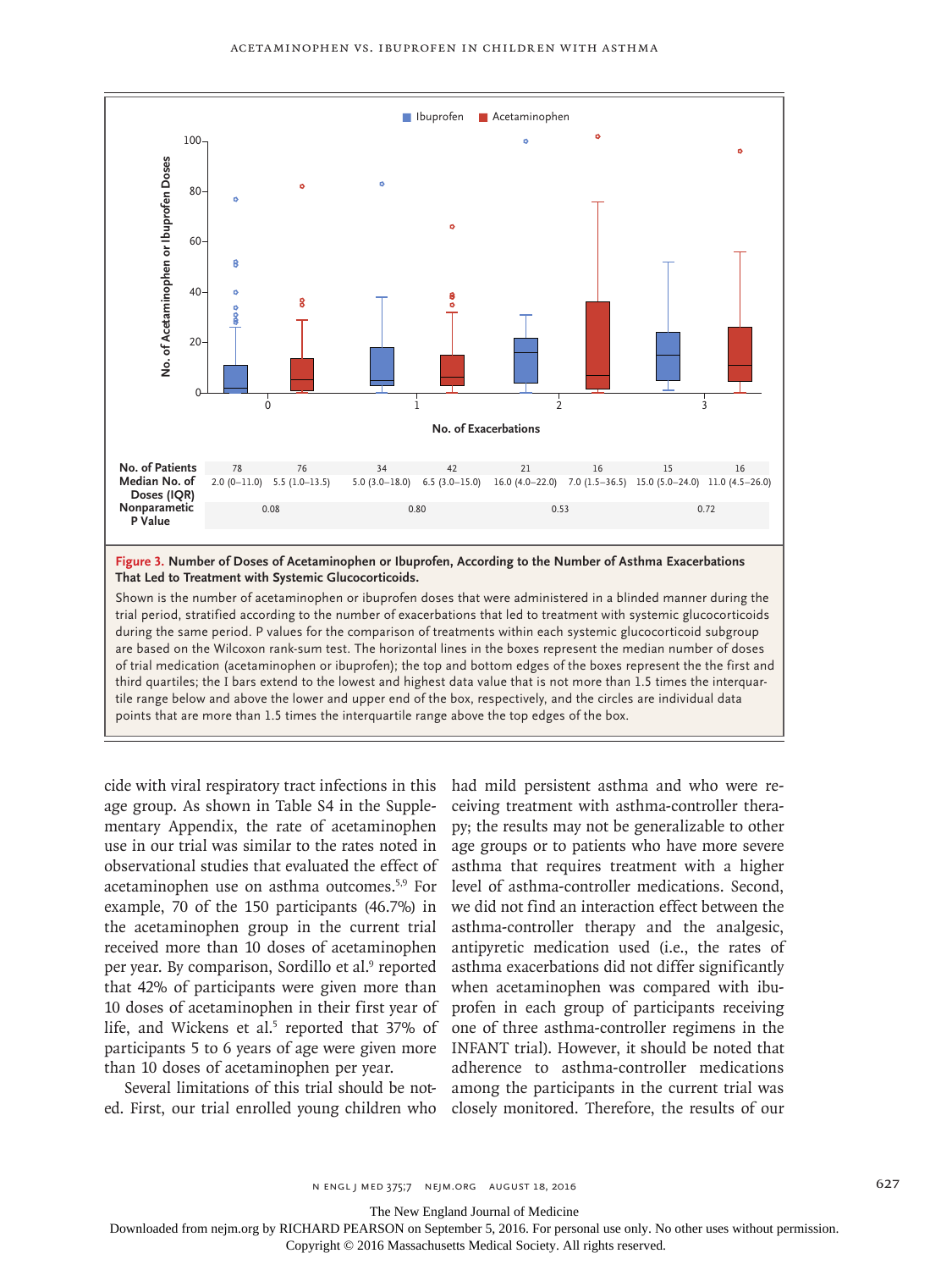| | 0 | | 1 | | 2 | | 3 | |
|---|---|---|---|---|---|---|---|---|
| | Ibuprofen | Acetaminophen | Ibuprofen | Acetaminophen | Ibuprofen | Acetaminophen | Ibuprofen | Acetaminophen |
| No. of Patients | 78 | 76 | 34 | 42 | 21 | 16 | 15 | 16 |
| Median No. of Doses (IQR) | 2.0 (0–11.0) | 5.5 (1.0–13.5) | 5.0 (3.0–18.0) | 6.5 (3.0–15.0) | 16.0 (4.0–22.0) | 7.0 (1.5–36.5) | 15.0 (5.0–24.0) | 11.0 (4.5–26.0) |
| Nonparametric P Value | 0.08 | | 0.80 | | 0.53 | | 0.72 | |

**Figure 3. Number of Doses of Acetaminophen or Ibuprofen, According to the Number of Asthma Exacerbations That Led to Treatment with Systemic Glucocorticoids.**

Shown is the number of acetaminophen or ibuprofen doses that were administered in a blinded manner during the trial period, stratified according to the number of exacerbations that led to treatment with systemic glucocorticoids during the same period. P values for the comparison of treatments within each systemic glucocorticoid subgroup are based on the Wilcoxon rank-sum test. The horizontal lines in the boxes represent the median number of doses of trial medication (acetaminophen or ibuprofen); the top and bottom edges of the boxes represent the the first and third quartiles; the I bars extend to the lowest and highest data value that is not more than 1.5 times the interquartile range below and above the lower and upper end of the box, respectively, and the circles are individual data points that are more than 1.5 times the interquartile range above the top edges of the box.

cide with viral respiratory tract infections in this age group. As shown in Table S4 in the Supplementary Appendix, the rate of acetaminophen use in our trial was similar to the rates noted in observational studies that evaluated the effect of acetaminophen use on asthma outcomes.[5,9] For example, 70 of the 150 participants (46.7%) in the acetaminophen group in the current trial received more than 10 doses of acetaminophen per year. By comparison, Sordillo et al.[9] reported that 42% of participants were given more than 10 doses of acetaminophen in their first year of life, and Wickens et al.[5] reported that 37% of participants 5 to 6 years of age were given more than 10 doses of acetaminophen per year.

Several limitations of this trial should be noted. First, our trial enrolled young children who had mild persistent asthma and who were receiving treatment with asthma-controller therapy; the results may not be generalizable to other age groups or to patients who have more severe asthma that requires treatment with a higher level of asthma-controller medications. Second, we did not find an interaction effect between the asthma-controller therapy and the analgesic, antipyretic medication used (i.e., the rates of asthma exacerbations did not differ significantly when acetaminophen was compared with ibuprofen in each group of participants receiving one of three asthma-controller regimens in the INFANT trial). However, it should be noted that adherence to asthma-controller medications among the participants in the current trial was closely monitored. Therefore, the results of our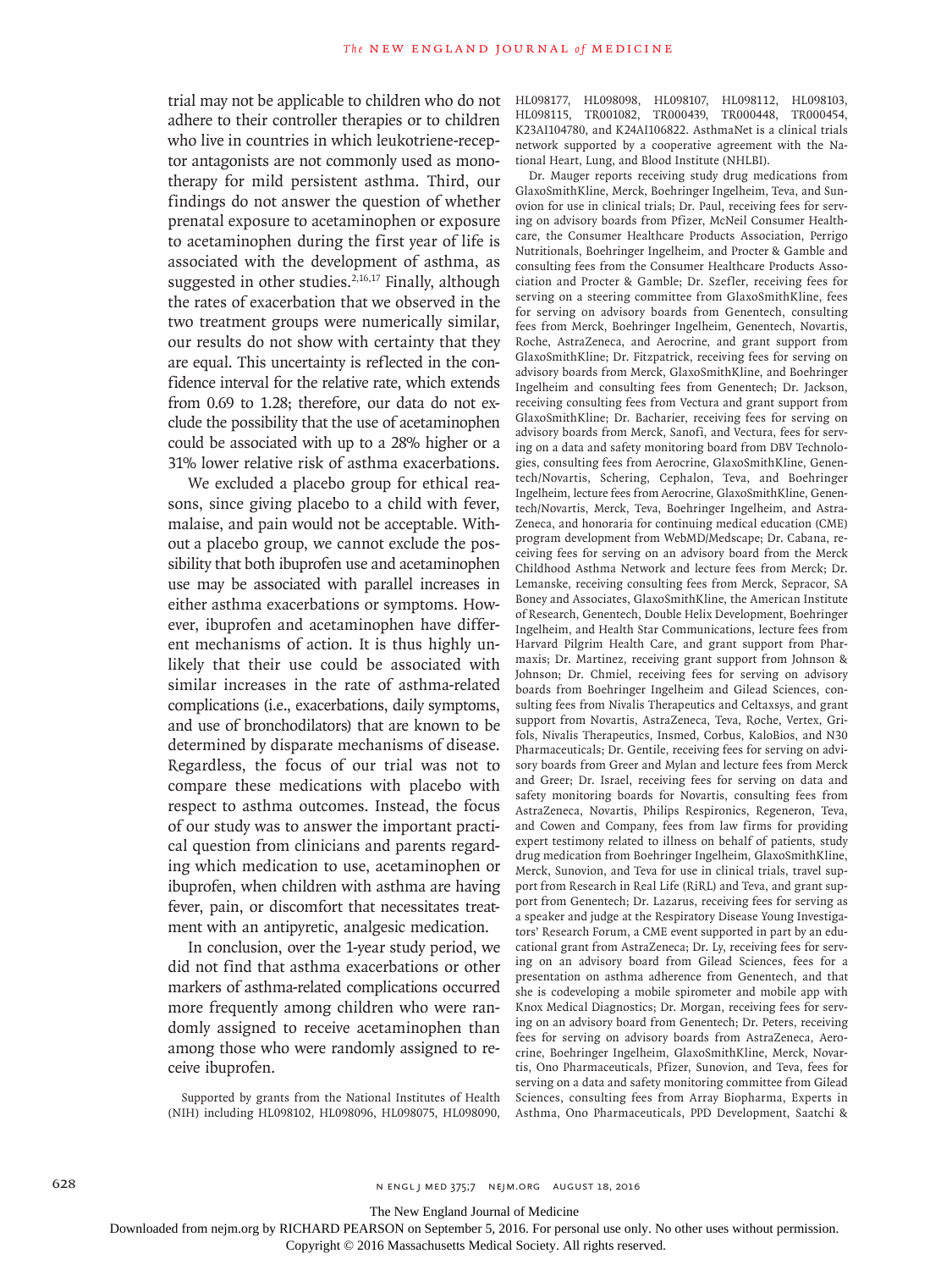trial may not be applicable to children who do not adhere to their controller therapies or to children who live in countries in which leukotriene-receptor antagonists are not commonly used as monotherapy for mild persistent asthma. Third, our findings do not answer the question of whether prenatal exposure to acetaminophen or exposure to acetaminophen during the first year of life is associated with the development of asthma, as suggested in other studies.[2,16,17] Finally, although the rates of exacerbation that we observed in the two treatment groups were numerically similar, our results do not show with certainty that they are equal. This uncertainty is reflected in the confidence interval for the relative rate, which extends from 0.69 to 1.28; therefore, our data do not exclude the possibility that the use of acetaminophen could be associated with up to a 28% higher or a 31% lower relative risk of asthma exacerbations.

We excluded a placebo group for ethical reasons, since giving placebo to a child with fever, malaise, and pain would not be acceptable. Without a placebo group, we cannot exclude the possibility that both ibuprofen use and acetaminophen use may be associated with parallel increases in either asthma exacerbations or symptoms. However, ibuprofen and acetaminophen have different mechanisms of action. It is thus highly unlikely that their use could be associated with similar increases in the rate of asthma-related complications (i.e., exacerbations, daily symptoms, and use of bronchodilators) that are known to be determined by disparate mechanisms of disease. Regardless, the focus of our trial was not to compare these medications with placebo with respect to asthma outcomes. Instead, the focus of our study was to answer the important practical question from clinicians and parents regarding which medication to use, acetaminophen or ibuprofen, when children with asthma are having fever, pain, or discomfort that necessitates treatment with an antipyretic, analgesic medication.

In conclusion, over the 1-year study period, we did not find that asthma exacerbations or other markers of asthma-related complications occurred more frequently among children who were randomly assigned to receive acetaminophen than among those who were randomly assigned to receive ibuprofen.

Supported by grants from the National Institutes of Health (NIH) including HL098102, HL098096, HL098075, HL098090, HL098177, HL098098, HL098107, HL098112, HL098103, HL098115, TR001082, TR000439, TR000448, TR000454, K23AI104780, and K24AI106822. AsthmaNet is a clinical trials network supported by a cooperative agreement with the National Heart, Lung, and Blood Institute (NHLBI).

Dr. Mauger reports receiving study drug medications from GlaxoSmithKline, Merck, Boehringer Ingelheim, Teva, and Sunovion for use in clinical trials; Dr. Paul, receiving fees for serving on advisory boards from Pfizer, McNeil Consumer Healthcare, the Consumer Healthcare Products Association, Perrigo Nutritionals, Boehringer Ingelheim, and Procter & Gamble and consulting fees from the Consumer Healthcare Products Association and Procter & Gamble; Dr. Szefler, receiving fees for serving on a steering committee from GlaxoSmithKline, fees for serving on advisory boards from Genentech, consulting fees from Merck, Boehringer Ingelheim, Genentech, Novartis, Roche, AstraZeneca, and Aerocrine, and grant support from GlaxoSmithKline; Dr. Fitzpatrick, receiving fees for serving on advisory boards from Merck, GlaxoSmithKline, and Boehringer Ingelheim and consulting fees from Genentech; Dr. Jackson, receiving consulting fees from Vectura and grant support from GlaxoSmithKline; Dr. Bacharier, receiving fees for serving on advisory boards from Merck, Sanofi, and Vectura, fees for serving on a data and safety monitoring board from DBV Technologies, consulting fees from Aerocrine, GlaxoSmithKline, Genentech/Novartis, Schering, Cephalon, Teva, and Boehringer Ingelheim, lecture fees from Aerocrine, GlaxoSmithKline, Genentech/Novartis, Merck, Teva, Boehringer Ingelheim, and AstraZeneca, and honoraria for continuing medical education (CME) program development from WebMD/Medscape; Dr. Cabana, receiving fees for serving on an advisory board from the Merck Childhood Asthma Network and lecture fees from Merck; Dr. Lemanske, receiving consulting fees from Merck, Sepracor, SA Boney and Associates, GlaxoSmithKline, the American Institute of Research, Genentech, Double Helix Development, Boehringer Ingelheim, and Health Star Communications, lecture fees from Harvard Pilgrim Health Care, and grant support from Pharmaxis; Dr. Martinez, receiving grant support from Johnson & Johnson; Dr. Chmiel, receiving fees for serving on advisory boards from Boehringer Ingelheim and Gilead Sciences, consulting fees from Nivalis Therapeutics and Celtaxsys, and grant support from Novartis, AstraZeneca, Teva, Roche, Vertex, Grifols, Nivalis Therapeutics, Insmed, Corbus, KaloBios, and N30 Pharmaceuticals; Dr. Gentile, receiving fees for serving on advisory boards from Greer and Mylan and lecture fees from Merck and Greer; Dr. Israel, receiving fees for serving on data and safety monitoring boards for Novartis, consulting fees from AstraZeneca, Novartis, Philips Respironics, Regeneron, Teva, and Cowen and Company, fees from law firms for providing expert testimony related to illness on behalf of patients, study drug medication from Boehringer Ingelheim, GlaxoSmithKline, Merck, Sunovion, and Teva for use in clinical trials, travel support from Research in Real Life (RiRL) and Teva, and grant support from Genentech; Dr. Lazarus, receiving fees for serving as a speaker and judge at the Respiratory Disease Young Investigators' Research Forum, a CME event supported in part by an educational grant from AstraZeneca; Dr. Ly, receiving fees for serving on an advisory board from Gilead Sciences, fees for a presentation on asthma adherence from Genentech, and that she is codeveloping a mobile spirometer and mobile app with Knox Medical Diagnostics; Dr. Morgan, receiving fees for serving on an advisory board from Genentech; Dr. Peters, receiving fees for serving on advisory boards from AstraZeneca, Aerocrine, Boehringer Ingelheim, GlaxoSmithKline, Merck, Novartis, Ono Pharmaceuticals, Pfizer, Sunovion, and Teva, fees for serving on a data and safety monitoring committee from Gilead Sciences, consulting fees from Array Biopharma, Experts in Asthma, Ono Pharmaceuticals, PPD Development, Saatchi &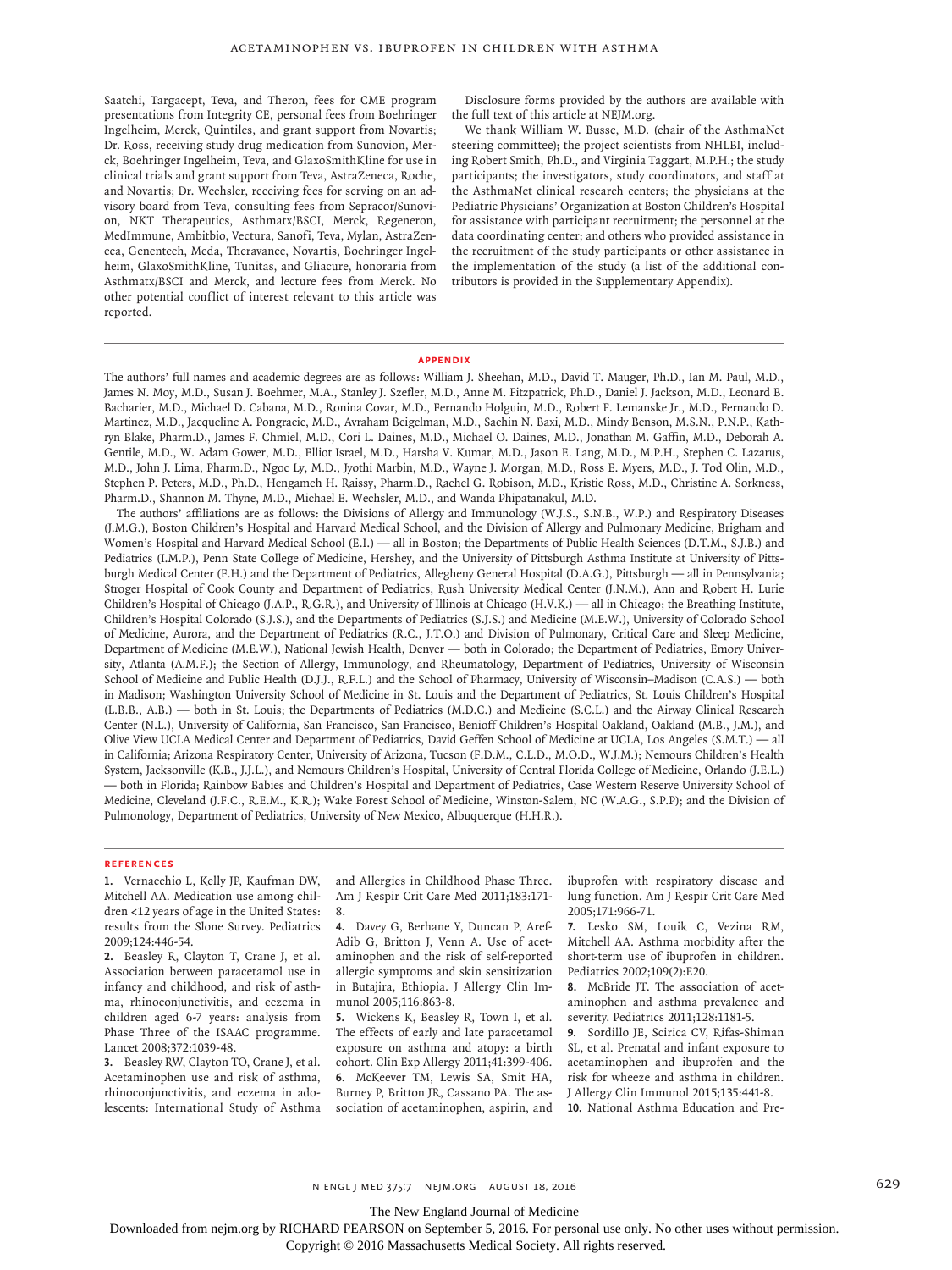Saatchi, Targacept, Teva, and Theron, fees for CME program presentations from Integrity CE, personal fees from Boehringer Ingelheim, Merck, Quintiles, and grant support from Novartis; Dr. Ross, receiving study drug medication from Sunovion, Merck, Boehringer Ingelheim, Teva, and GlaxoSmithKline for use in clinical trials and grant support from Teva, AstraZeneca, Roche, and Novartis; Dr. Wechsler, receiving fees for serving on an advisory board from Teva, consulting fees from Sepracor/Sunovion, NKT Therapeutics, Asthmatx/BSCI, Merck, Regeneron, MedImmune, Ambitbio, Vectura, Sanofi, Teva, Mylan, AstraZeneca, Genentech, Meda, Theravance, Novartis, Boehringer Ingelheim, GlaxoSmithKline, Tunitas, and Gliacure, honoraria from Asthmatx/BSCI and Merck, and lecture fees from Merck. No other potential conflict of interest relevant to this article was reported.

Disclosure forms provided by the authors are available with the full text of this article at NEJM.org.

We thank William W. Busse, M.D. (chair of the AsthmaNet steering committee); the project scientists from NHLBI, including Robert Smith, Ph.D., and Virginia Taggart, M.P.H.; the study participants; the investigators, study coordinators, and staff at the AsthmaNet clinical research centers; the physicians at the Pediatric Physicians' Organization at Boston Children's Hospital for assistance with participant recruitment; the personnel at the data coordinating center; and others who provided assistance in the recruitment of the study participants or other assistance in the implementation of the study (a list of the additional contributors is provided in the Supplementary Appendix).

## APPENDIX

The authors' full names and academic degrees are as follows: William J. Sheehan, M.D., David T. Mauger, Ph.D., Ian M. Paul, M.D., James N. Moy, M.D., Susan J. Boehmer, M.A., Stanley J. Szefler, M.D., Anne M. Fitzpatrick, Ph.D., Daniel J. Jackson, M.D., Leonard B. Bacharier, M.D., Michael D. Cabana, M.D., Ronina Covar, M.D., Fernando Holguin, M.D., Robert F. Lemanske Jr., M.D., Fernando D. Martinez, M.D., Jacqueline A. Pongracic, M.D., Avraham Beigelman, M.D., Sachin N. Baxi, M.D., Mindy Benson, M.S.N., P.N.P., Kathryn Blake, Pharm.D., James F. Chmiel, M.D., Cori L. Daines, M.D., Michael O. Daines, M.D., Jonathan M. Gaffin, M.D., Deborah A. Gentile, M.D., W. Adam Gower, M.D., Elliot Israel, M.D., Harsha V. Kumar, M.D., Jason E. Lang, M.D., M.P.H., Stephen C. Lazarus, M.D., John J. Lima, Pharm.D., Ngoc Ly, M.D., Jyothi Marbin, M.D., Wayne J. Morgan, M.D., Ross E. Myers, M.D., J. Tod Olin, M.D., Stephen P. Peters, M.D., Ph.D., Hengameh H. Raissy, Pharm.D., Rachel G. Robison, M.D., Kristie Ross, M.D., Christine A. Sorkness, Pharm.D., Shannon M. Thyne, M.D., Michael E. Wechsler, M.D., and Wanda Phipatanakul, M.D.

The authors' affiliations are as follows: the Divisions of Allergy and Immunology (W.J.S., S.N.B., W.P.) and Respiratory Diseases (J.M.G.), Boston Children's Hospital and Harvard Medical School, and the Division of Allergy and Pulmonary Medicine, Brigham and Women's Hospital and Harvard Medical School (E.I.) — all in Boston; the Departments of Public Health Sciences (D.T.M., S.J.B.) and Pediatrics (I.M.P.), Penn State College of Medicine, Hershey, and the University of Pittsburgh Asthma Institute at University of Pittsburgh Medical Center (F.H.) and the Department of Pediatrics, Allegheny General Hospital (D.A.G.), Pittsburgh — all in Pennsylvania; Stroger Hospital of Cook County and Department of Pediatrics, Rush University Medical Center (J.N.M.), Ann and Robert H. Lurie Children's Hospital of Chicago (J.A.P., R.G.R.), and University of Illinois at Chicago (H.V.K.) — all in Chicago; the Breathing Institute, Children's Hospital Colorado (S.J.S.), and the Departments of Pediatrics (S.J.S.) and Medicine (M.E.W.), University of Colorado School of Medicine, Aurora, and the Department of Pediatrics (R.C., J.T.O.) and Division of Pulmonary, Critical Care and Sleep Medicine, Department of Medicine (M.E.W.), National Jewish Health, Denver — both in Colorado; the Department of Pediatrics, Emory University, Atlanta (A.M.F.); the Section of Allergy, Immunology, and Rheumatology, Department of Pediatrics, University of Wisconsin School of Medicine and Public Health (D.J.J., R.F.L.) and the School of Pharmacy, University of Wisconsin–Madison (C.A.S.) — both in Madison; Washington University School of Medicine in St. Louis and the Department of Pediatrics, St. Louis Children's Hospital (L.B.B., A.B.) — both in St. Louis; the Departments of Pediatrics (M.D.C.) and Medicine (S.C.L.) and the Airway Clinical Research Center (N.L.), University of California, San Francisco, San Francisco, Benioff Children's Hospital Oakland, Oakland (M.B., J.M.), and Olive View UCLA Medical Center and Department of Pediatrics, David Geffen School of Medicine at UCLA, Los Angeles (S.M.T.) — all in California; Arizona Respiratory Center, University of Arizona, Tucson (F.D.M., C.L.D., M.O.D., W.J.M.); Nemours Children's Health System, Jacksonville (K.B., J.J.L.), and Nemours Children's Hospital, University of Central Florida College of Medicine, Orlando (J.E.L.) — both in Florida; Rainbow Babies and Children's Hospital and Department of Pediatrics, Case Western Reserve University School of Medicine, Cleveland (J.F.C., R.E.M., K.R.); Wake Forest School of Medicine, Winston-Salem, NC (W.A.G., S.P.P); and the Division of Pulmonology, Department of Pediatrics, University of New Mexico, Albuquerque (H.H.R.).

## REFERENCES

1. Vernacchio L, Kelly JP, Kaufman DW, Mitchell AA. Medication use among children <12 years of age in the United States: results from the Slone Survey. Pediatrics 2009;124:446-54.
2. Beasley R, Clayton T, Crane J, et al. Association between paracetamol use in infancy and childhood, and risk of asthma, rhinoconjunctivitis, and eczema in children aged 6-7 years: analysis from Phase Three of the ISAAC programme. Lancet 2008;372:1039-48.
3. Beasley RW, Clayton TO, Crane J, et al. Acetaminophen use and risk of asthma, rhinoconjunctivitis, and eczema in adolescents: International Study of Asthma and Allergies in Childhood Phase Three. Am J Respir Crit Care Med 2011;183:171-8.
4. Davey G, Berhane Y, Duncan P, Aref-Adib G, Britton J, Venn A. Use of acetaminophen and the risk of self-reported allergic symptoms and skin sensitization in Butajira, Ethiopia. J Allergy Clin Immunol 2005;116:863-8.
5. Wickens K, Beasley R, Town I, et al. The effects of early and late paracetamol exposure on asthma and atopy: a birth cohort. Clin Exp Allergy 2011;41:399-406.
6. McKeever TM, Lewis SA, Smit HA, Burney P, Britton JR, Cassano PA. The association of acetaminophen, aspirin, and ibuprofen with respiratory disease and lung function. Am J Respir Crit Care Med 2005;171:966-71.
7. Lesko SM, Louik C, Vezina RM, Mitchell AA. Asthma morbidity after the short-term use of ibuprofen in children. Pediatrics 2002;109(2):E20.
8. McBride JT. The association of acetaminophen and asthma prevalence and severity. Pediatrics 2011;128:1181-5.
9. Sordillo JE, Scirica CV, Rifas-Shiman SL, et al. Prenatal and infant exposure to acetaminophen and ibuprofen and the risk for wheeze and asthma in children. J Allergy Clin Immunol 2015;135:441-8.
10. National Asthma Education and Pre-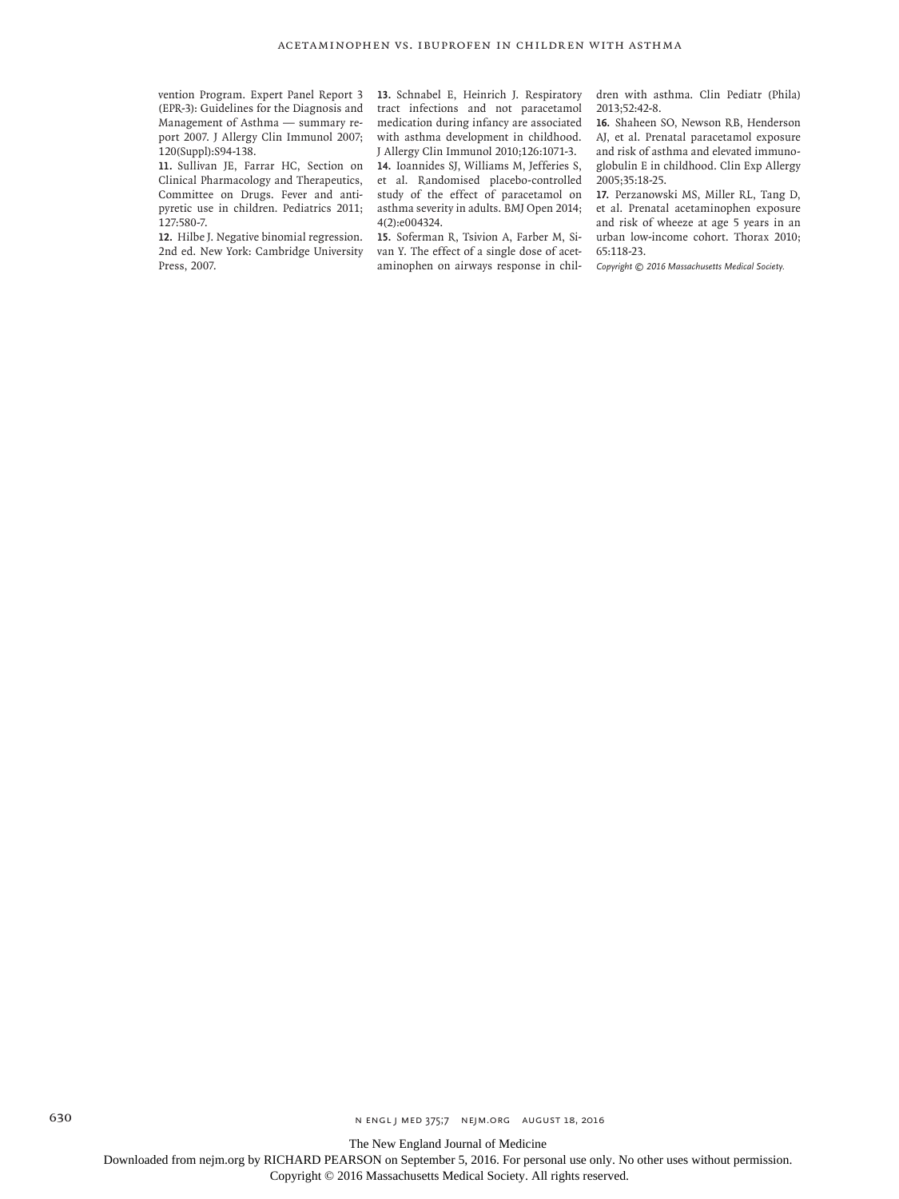vention Program. Expert Panel Report 3 (EPR-3): Guidelines for the Diagnosis and Management of Asthma — summary report 2007. J Allergy Clin Immunol 2007; 120(Suppl):S94-138.

**11.** Sullivan JE, Farrar HC, Section on Clinical Pharmacology and Therapeutics, Committee on Drugs. Fever and antipyretic use in children. Pediatrics 2011; 127:580-7.

**12.** Hilbe J. Negative binomial regression. 2nd ed. New York: Cambridge University Press, 2007.

**13.** Schnabel E, Heinrich J. Respiratory tract infections and not paracetamol medication during infancy are associated with asthma development in childhood. J Allergy Clin Immunol 2010;126:1071-3.

**14.** Ioannides SJ, Williams M, Jefferies S, et al. Randomised placebo-controlled study of the effect of paracetamol on asthma severity in adults. BMJ Open 2014; 4(2):e004324.

**15.** Soferman R, Tsivion A, Farber M, Sivan Y. The effect of a single dose of acetaminophen on airways response in children with asthma. Clin Pediatr (Phila) 2013;52:42-8.

**16.** Shaheen SO, Newson RB, Henderson AJ, et al. Prenatal paracetamol exposure and risk of asthma and elevated immunoglobulin E in childhood. Clin Exp Allergy 2005;35:18-25.

**17.** Perzanowski MS, Miller RL, Tang D, et al. Prenatal acetaminophen exposure and risk of wheeze at age 5 years in an urban low-income cohort. Thorax 2010; 65:118-23.

*Copyright © 2016 Massachusetts Medical Society.*